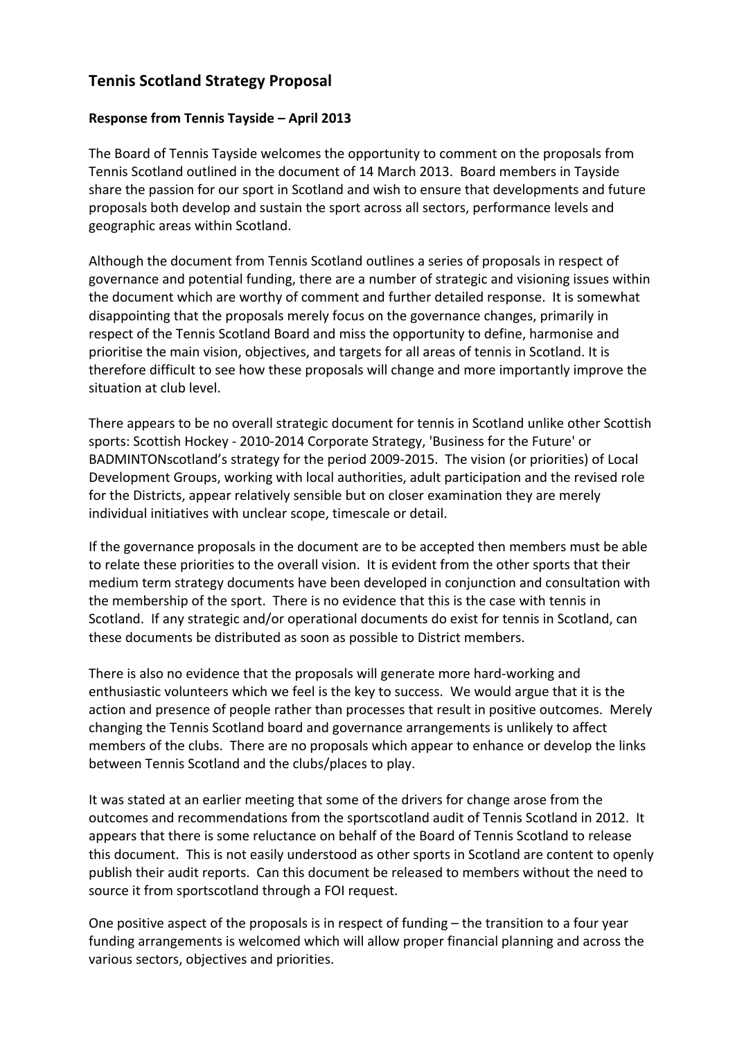## Tennis Scotland Strategy Proposal

**Response from Tennis Tayside – April 2013**

The Board of Tennis Tayside welcomes the opportunity to comment on the proposals from Tennis Scotland outlined in the document of 14 March 2013. Board members in Tayside share the passion for our sport in Scotland and wish to ensure that developments and future proposals both develop and sustain the sport across all sectors, performance levels and geographic areas within Scotland.

Although the document from Tennis Scotland outlines a series of proposals in respect of governance and potential funding, there are a number of strategic and visioning issues within the document which are worthy of comment and further detailed response. It is somewhat disappointing that the proposals merely focus on the governance changes, primarily in respect of the Tennis Scotland Board and miss the opportunity to define, harmonise and prioritise the main vision, objectives, and targets for all areas of tennis in Scotland. It is therefore difficult to see how these proposals will change and more importantly improve the situation at club level.

There appears to be no overall strategic document for tennis in Scotland unlike other Scottish sports: Scottish Hockey - 2010-2014 Corporate Strategy, 'Business for the Future' or BADMINTONscotland's strategy for the period 2009-2015. The vision (or priorities) of Local Development Groups, working with local authorities, adult participation and the revised role for the Districts, appear relatively sensible but on closer examination they are merely individual initiatives with unclear scope, timescale or detail.

If the governance proposals in the document are to be accepted then members must be able to relate these priorities to the overall vision. It is evident from the other sports that their medium term strategy documents have been developed in conjunction and consultation with the membership of the sport. There is no evidence that this is the case with tennis in Scotland. If any strategic and/or operational documents do exist for tennis in Scotland, can these documents be distributed as soon as possible to District members.

There is also no evidence that the proposals will generate more hard-working and enthusiastic volunteers which we feel is the key to success. We would argue that it is the action and presence of people rather than processes that result in positive outcomes. Merely changing the Tennis Scotland board and governance arrangements is unlikely to affect members of the clubs. There are no proposals which appear to enhance or develop the links between Tennis Scotland and the clubs/places to play.

It was stated at an earlier meeting that some of the drivers for change arose from the outcomes and recommendations from the sportscotland audit of Tennis Scotland in 2012. It appears that there is some reluctance on behalf of the Board of Tennis Scotland to release this document. This is not easily understood as other sports in Scotland are content to openly publish their audit reports. Can this document be released to members without the need to source it from sportscotland through a FOI request.

One positive aspect of the proposals is in respect of funding – the transition to a four year funding arrangements is welcomed which will allow proper financial planning and across the various sectors, objectives and priorities.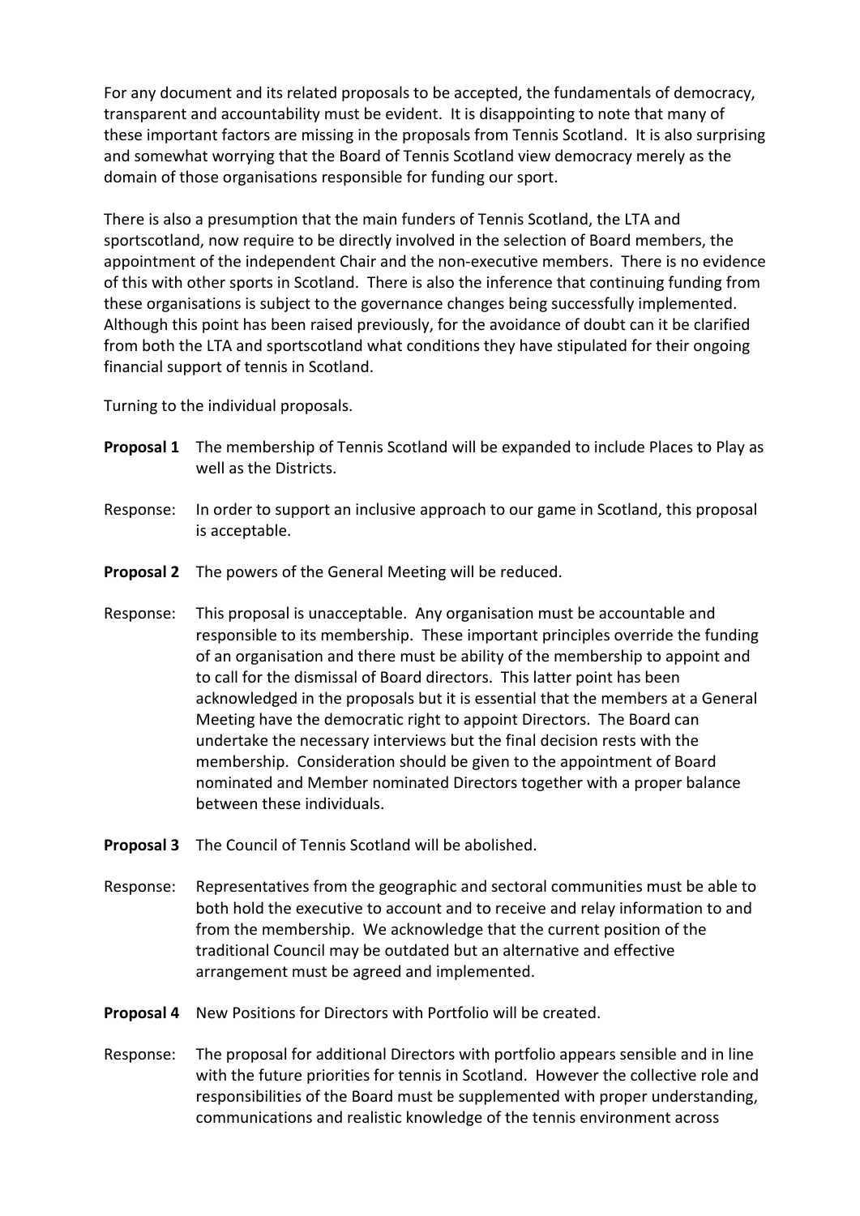For any document and its related proposals to be accepted, the fundamentals of democracy, transparent and accountability must be evident. It is disappointing to note that many of these important factors are missing in the proposals from Tennis Scotland. It is also surprising and somewhat worrying that the Board of Tennis Scotland view democracy merely as the domain of those organisations responsible for funding our sport.

There is also a presumption that the main funders of Tennis Scotland, the LTA and sportscotland, now require to be directly involved in the selection of Board members, the appointment of the independent Chair and the non-executive members. There is no evidence of this with other sports in Scotland. There is also the inference that continuing funding from these organisations is subject to the governance changes being successfully implemented. Although this point has been raised previously, for the avoidance of doubt can it be clarified from both the LTA and sportscotland what conditions they have stipulated for their ongoing financial support of tennis in Scotland.

Turning to the individual proposals.

**Proposal 1** The membership of Tennis Scotland will be expanded to include Places to Play as well as the Districts.

Response: In order to support an inclusive approach to our game in Scotland, this proposal is acceptable.

**Proposal 2** The powers of the General Meeting will be reduced.

Response: This proposal is unacceptable. Any organisation must be accountable and responsible to its membership. These important principles override the funding of an organisation and there must be ability of the membership to appoint and to call for the dismissal of Board directors. This latter point has been acknowledged in the proposals but it is essential that the members at a General Meeting have the democratic right to appoint Directors. The Board can undertake the necessary interviews but the final decision rests with the membership. Consideration should be given to the appointment of Board nominated and Member nominated Directors together with a proper balance between these individuals.

**Proposal 3** The Council of Tennis Scotland will be abolished.

Response: Representatives from the geographic and sectoral communities must be able to both hold the executive to account and to receive and relay information to and from the membership. We acknowledge that the current position of the traditional Council may be outdated but an alternative and effective arrangement must be agreed and implemented.

**Proposal 4** New Positions for Directors with Portfolio will be created.

Response: The proposal for additional Directors with portfolio appears sensible and in line with the future priorities for tennis in Scotland. However the collective role and responsibilities of the Board must be supplemented with proper understanding, communications and realistic knowledge of the tennis environment across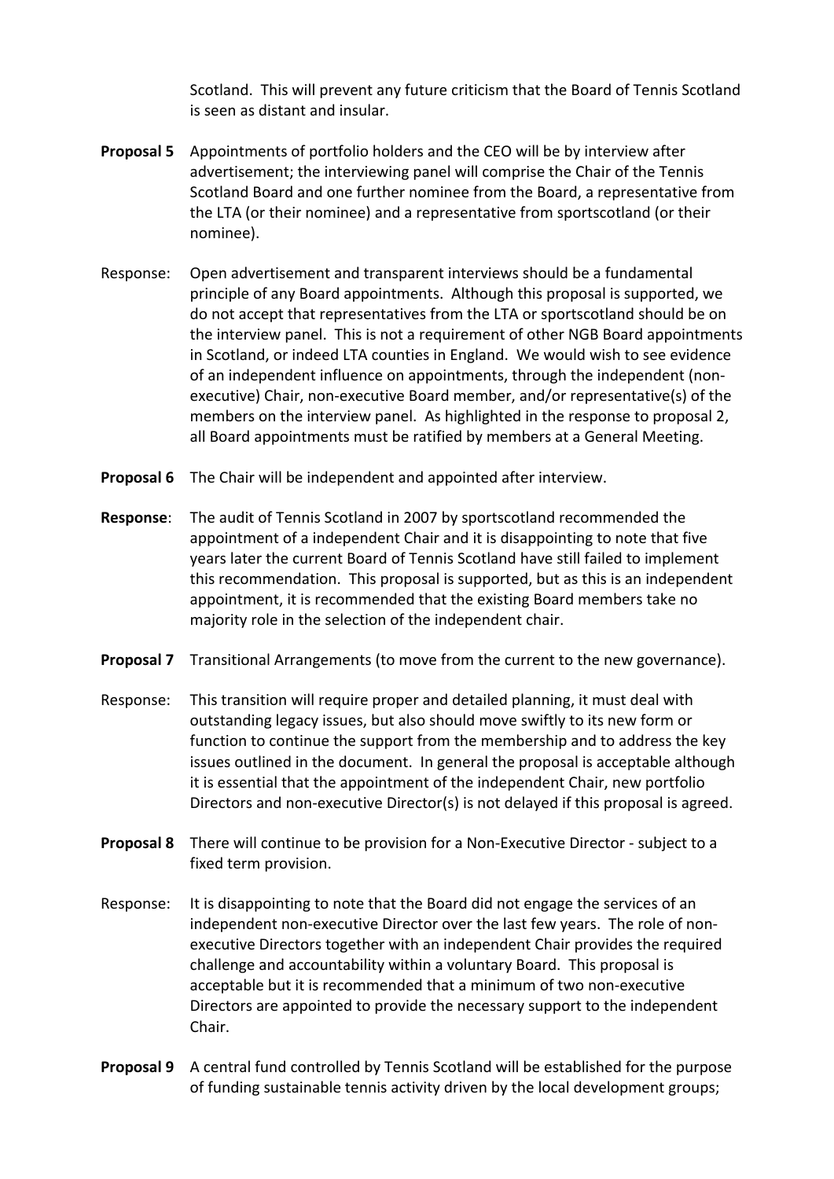Scotland. This will prevent any future criticism that the Board of Tennis Scotland is seen as distant and insular.

**Proposal 5** Appointments of portfolio holders and the CEO will be by interview after advertisement; the interviewing panel will comprise the Chair of the Tennis Scotland Board and one further nominee from the Board, a representative from the LTA (or their nominee) and a representative from sportscotland (or their nominee).

Response: Open advertisement and transparent interviews should be a fundamental principle of any Board appointments. Although this proposal is supported, we do not accept that representatives from the LTA or sportscotland should be on the interview panel. This is not a requirement of other NGB Board appointments in Scotland, or indeed LTA counties in England. We would wish to see evidence of an independent influence on appointments, through the independent (non-executive) Chair, non-executive Board member, and/or representative(s) of the members on the interview panel. As highlighted in the response to proposal 2, all Board appointments must be ratified by members at a General Meeting.

**Proposal 6** The Chair will be independent and appointed after interview.

**Response**: The audit of Tennis Scotland in 2007 by sportscotland recommended the appointment of a independent Chair and it is disappointing to note that five years later the current Board of Tennis Scotland have still failed to implement this recommendation. This proposal is supported, but as this is an independent appointment, it is recommended that the existing Board members take no majority role in the selection of the independent chair.

**Proposal 7** Transitional Arrangements (to move from the current to the new governance).

Response: This transition will require proper and detailed planning, it must deal with outstanding legacy issues, but also should move swiftly to its new form or function to continue the support from the membership and to address the key issues outlined in the document. In general the proposal is acceptable although it is essential that the appointment of the independent Chair, new portfolio Directors and non-executive Director(s) is not delayed if this proposal is agreed.

**Proposal 8** There will continue to be provision for a Non-Executive Director - subject to a fixed term provision.

Response: It is disappointing to note that the Board did not engage the services of an independent non-executive Director over the last few years. The role of non-executive Directors together with an independent Chair provides the required challenge and accountability within a voluntary Board. This proposal is acceptable but it is recommended that a minimum of two non-executive Directors are appointed to provide the necessary support to the independent Chair.

**Proposal 9** A central fund controlled by Tennis Scotland will be established for the purpose of funding sustainable tennis activity driven by the local development groups;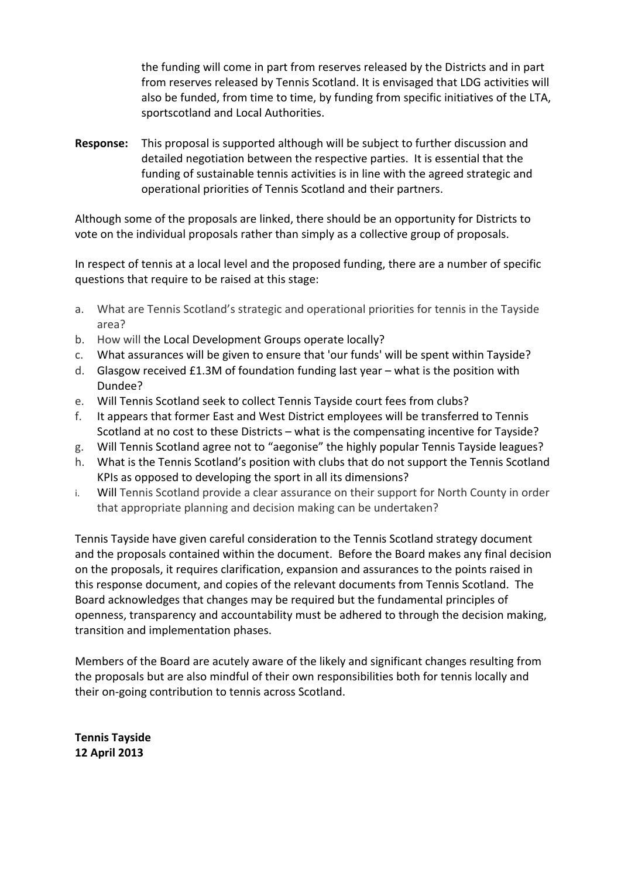the funding will come in part from reserves released by the Districts and in part from reserves released by Tennis Scotland. It is envisaged that LDG activities will also be funded, from time to time, by funding from specific initiatives of the LTA, sportscotland and Local Authorities.

**Response:** This proposal is supported although will be subject to further discussion and detailed negotiation between the respective parties. It is essential that the funding of sustainable tennis activities is in line with the agreed strategic and operational priorities of Tennis Scotland and their partners.

Although some of the proposals are linked, there should be an opportunity for Districts to vote on the individual proposals rather than simply as a collective group of proposals.

In respect of tennis at a local level and the proposed funding, there are a number of specific questions that require to be raised at this stage:

a. What are Tennis Scotland's strategic and operational priorities for tennis in the Tayside area?
b. How will the Local Development Groups operate locally?
c. What assurances will be given to ensure that 'our funds' will be spent within Tayside?
d. Glasgow received £1.3M of foundation funding last year – what is the position with Dundee?
e. Will Tennis Scotland seek to collect Tennis Tayside court fees from clubs?
f. It appears that former East and West District employees will be transferred to Tennis Scotland at no cost to these Districts – what is the compensating incentive for Tayside?
g. Will Tennis Scotland agree not to "aegonise" the highly popular Tennis Tayside leagues?
h. What is the Tennis Scotland's position with clubs that do not support the Tennis Scotland KPIs as opposed to developing the sport in all its dimensions?
i. Will Tennis Scotland provide a clear assurance on their support for North County in order that appropriate planning and decision making can be undertaken?

Tennis Tayside have given careful consideration to the Tennis Scotland strategy document and the proposals contained within the document. Before the Board makes any final decision on the proposals, it requires clarification, expansion and assurances to the points raised in this response document, and copies of the relevant documents from Tennis Scotland. The Board acknowledges that changes may be required but the fundamental principles of openness, transparency and accountability must be adhered to through the decision making, transition and implementation phases.

Members of the Board are acutely aware of the likely and significant changes resulting from the proposals but are also mindful of their own responsibilities both for tennis locally and their on-going contribution to tennis across Scotland.

**Tennis Tayside**
**12 April 2013**